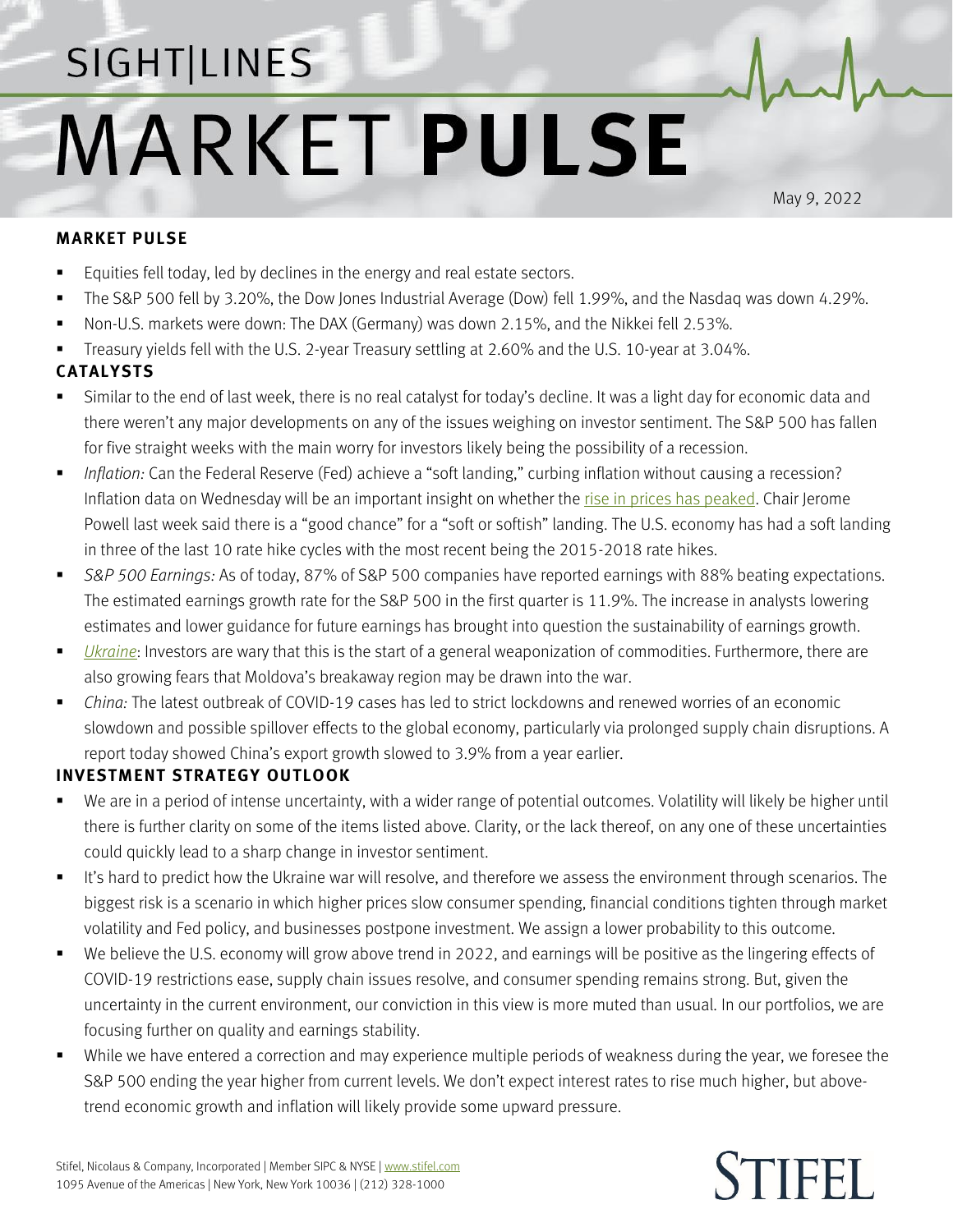# SIGHT|LINES MARKET PULSE

May 9, 2022

## MARKET PULSE

- Equities fell today, led by declines in the energy and real estate sectors.
- The S&P 500 fell by 3.20%, the Dow Jones Industrial Average (Dow) fell 1.99%, and the Nasdaq was down 4.29%.
- Non-U.S. markets were down: The DAX (Germany) was down 2.15%, and the Nikkei fell 2.53%.
- Treasury yields fell with the U.S. 2-year Treasury settling at 2.60% and the U.S. 10-year at 3.04%.

## CATALYSTS

- Similar to the end of last week, there is no real catalyst for today's decline. It was a light day for economic data and there weren't any major developments on any of the issues weighing on investor sentiment. The S&P 500 has fallen for five straight weeks with the main worry for investors likely being the possibility of a recession.
- *Inflation:* Can the Federal Reserve (Fed) achieve a "soft landing," curbing inflation without causing a recession? Inflation data on Wednesday will be an important insight on whether the rise in prices has peaked. Chair Jerome Powell last week said there is a "good chance" for a "soft or softish" landing. The U.S. economy has had a soft landing in three of the last 10 rate hike cycles with the most recent being the 2015-2018 rate hikes.
- *S&P 500 Earnings:* As of today, 87% of S&P 500 companies have reported earnings with 88% beating expectations. The estimated earnings growth rate for the S&P 500 in the first quarter is 11.9%. The increase in analysts lowering estimates and lower guidance for future earnings has brought into question the sustainability of earnings growth.
- *Ukraine*: Investors are wary that this is the start of a general weaponization of commodities. Furthermore, there are also growing fears that Moldova's breakaway region may be drawn into the war.
- *China:* The latest outbreak of COVID-19 cases has led to strict lockdowns and renewed worries of an economic slowdown and possible spillover effects to the global economy, particularly via prolonged supply chain disruptions. A report today showed China's export growth slowed to 3.9% from a year earlier.

## INVESTMENT STRATEGY OUTLOOK

- We are in a period of intense uncertainty, with a wider range of potential outcomes. Volatility will likely be higher until there is further clarity on some of the items listed above. Clarity, or the lack thereof, on any one of these uncertainties could quickly lead to a sharp change in investor sentiment.
- It's hard to predict how the Ukraine war will resolve, and therefore we assess the environment through scenarios. The biggest risk is a scenario in which higher prices slow consumer spending, financial conditions tighten through market volatility and Fed policy, and businesses postpone investment. We assign a lower probability to this outcome.
- We believe the U.S. economy will grow above trend in 2022, and earnings will be positive as the lingering effects of COVID-19 restrictions ease, supply chain issues resolve, and consumer spending remains strong. But, given the uncertainty in the current environment, our conviction in this view is more muted than usual. In our portfolios, we are focusing further on quality and earnings stability.
- While we have entered a correction and may experience multiple periods of weakness during the year, we foresee the S&P 500 ending the year higher from current levels. We don't expect interest rates to rise much higher, but above-trend economic growth and inflation will likely provide some upward pressure.

Stifel, Nicolaus & Company, Incorporated | Member SIPC & NYSE | www.stifel.com
1095 Avenue of the Americas | New York, New York 10036 | (212) 328-1000

STIFEL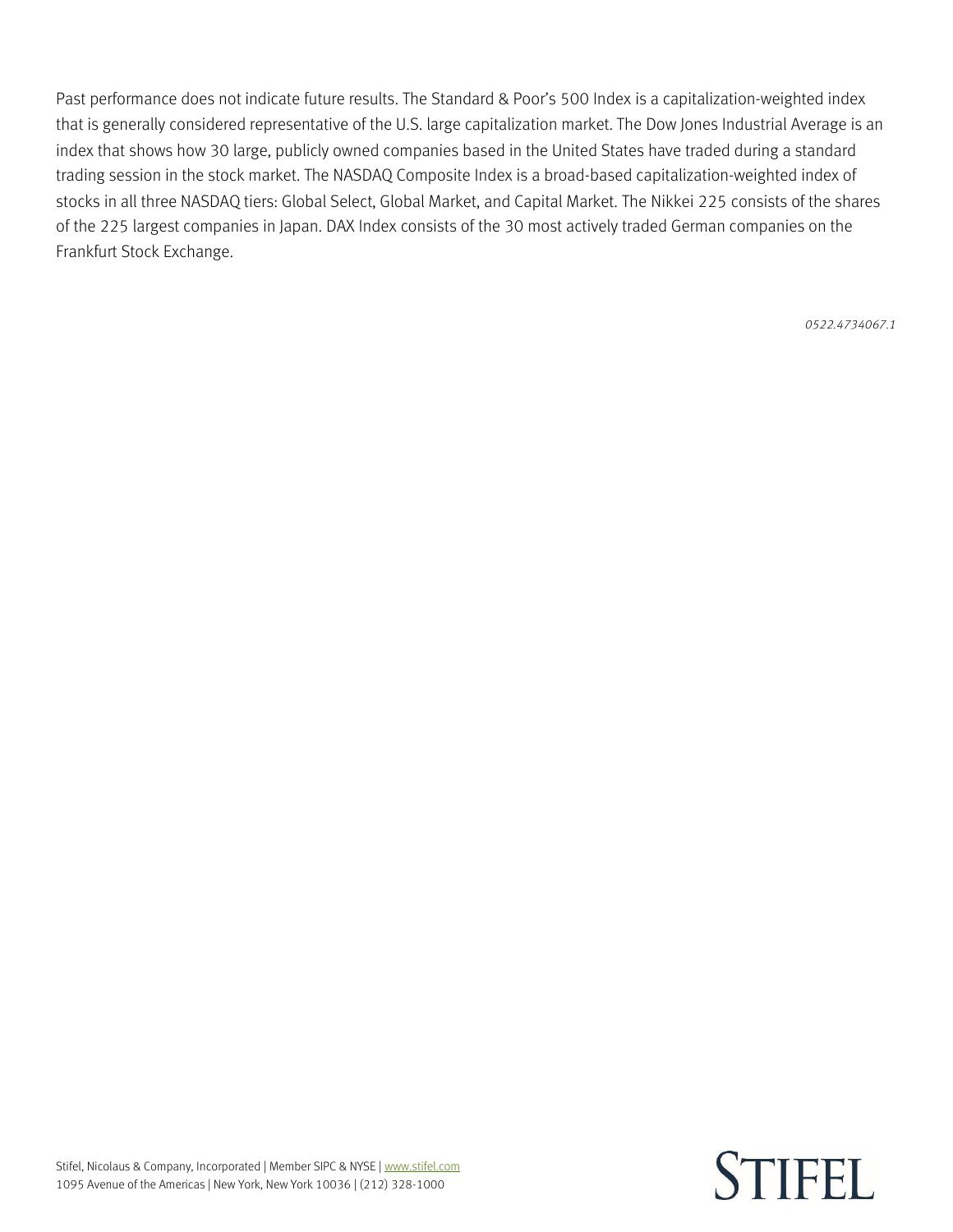Past performance does not indicate future results. The Standard & Poor's 500 Index is a capitalization-weighted index that is generally considered representative of the U.S. large capitalization market. The Dow Jones Industrial Average is an index that shows how 30 large, publicly owned companies based in the United States have traded during a standard trading session in the stock market. The NASDAQ Composite Index is a broad-based capitalization-weighted index of stocks in all three NASDAQ tiers: Global Select, Global Market, and Capital Market. The Nikkei 225 consists of the shares of the 225 largest companies in Japan. DAX Index consists of the 30 most actively traded German companies on the Frankfurt Stock Exchange.

*0522.4734067.1*

Stifel, Nicolaus & Company, Incorporated | Member SIPC & NYSE | [www.stifel.com](www.stifel.com)
1095 Avenue of the Americas | New York, New York 10036 | (212) 328-1000

STIFEL